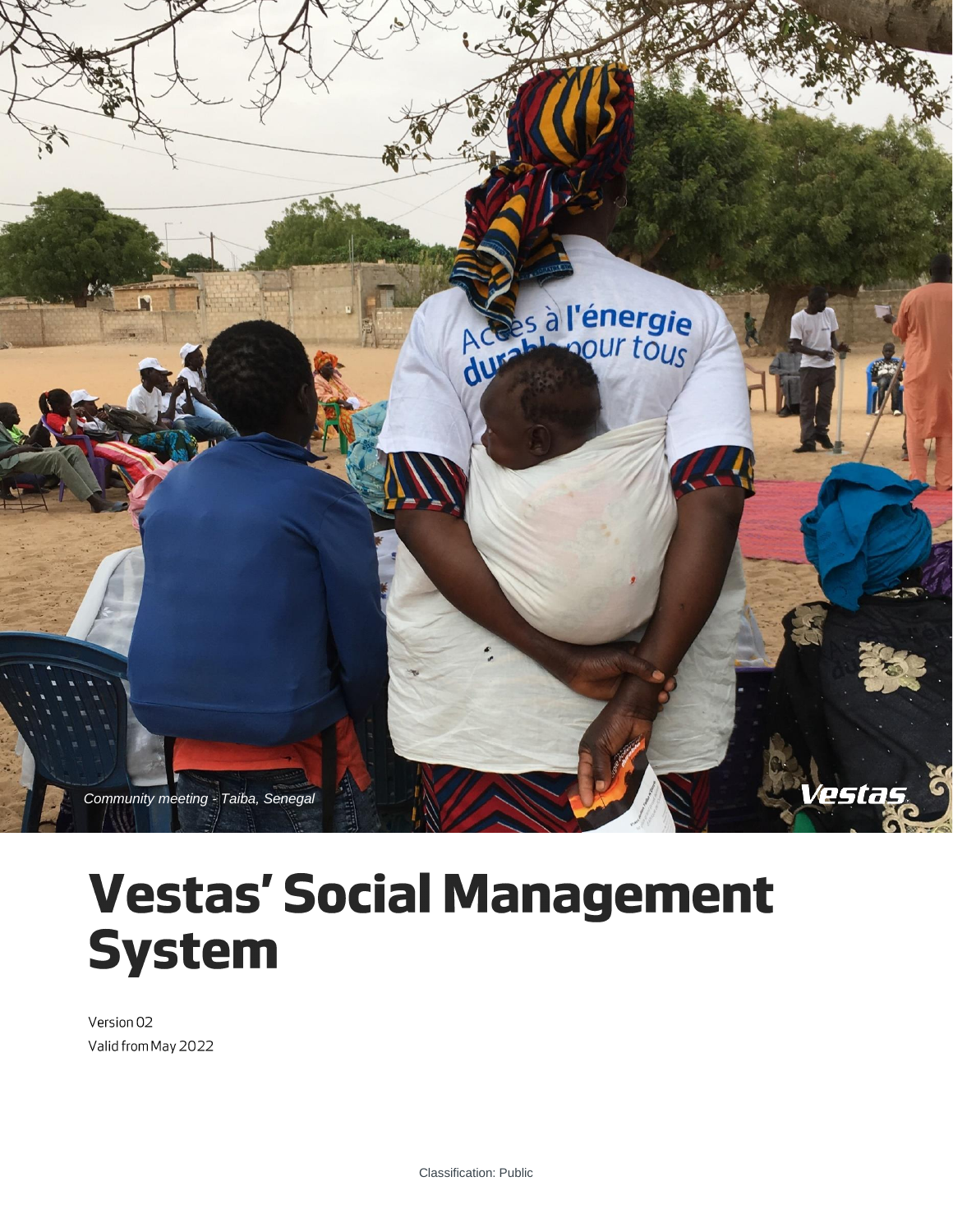*Community meeting - Taiba, Senegal*

# Vestas' Social Management System

Version 02

Valid from May 2022

Classification: Public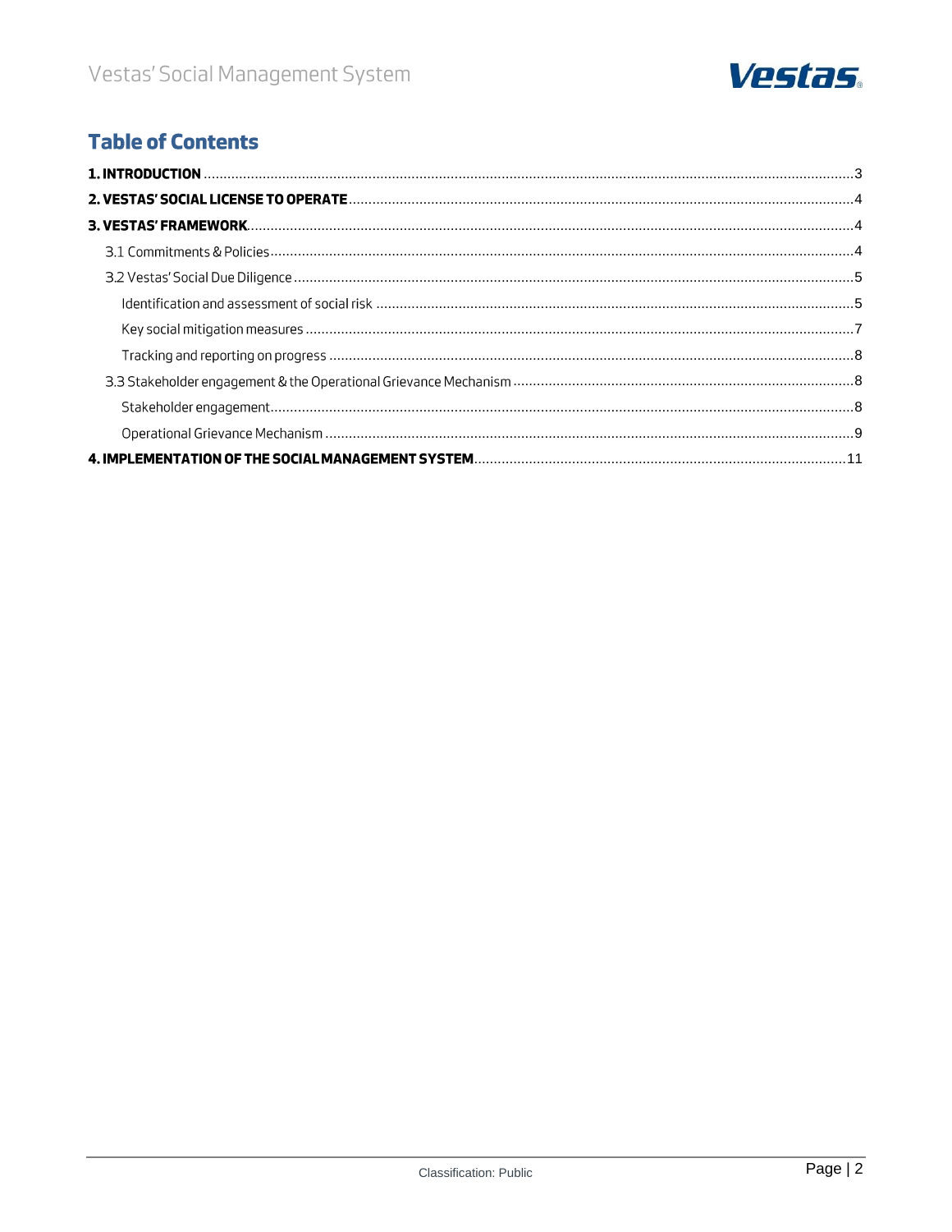# Table of Contents

**1. INTRODUCTION** .......... 3

**2. VESTAS' SOCIAL LICENSE TO OPERATE** .......... 4

**3. VESTAS' FRAMEWORK** .......... 4

- 3.1 Commitments & Policies .......... 4
- 3.2 Vestas' Social Due Diligence .......... 5
  - Identification and assessment of social risk .......... 5
  - Key social mitigation measures .......... 7
  - Tracking and reporting on progress .......... 8
- 3.3 Stakeholder engagement & the Operational Grievance Mechanism .......... 8
  - Stakeholder engagement .......... 8
  - Operational Grievance Mechanism .......... 9

**4. IMPLEMENTATION OF THE SOCIAL MANAGEMENT SYSTEM** .......... 11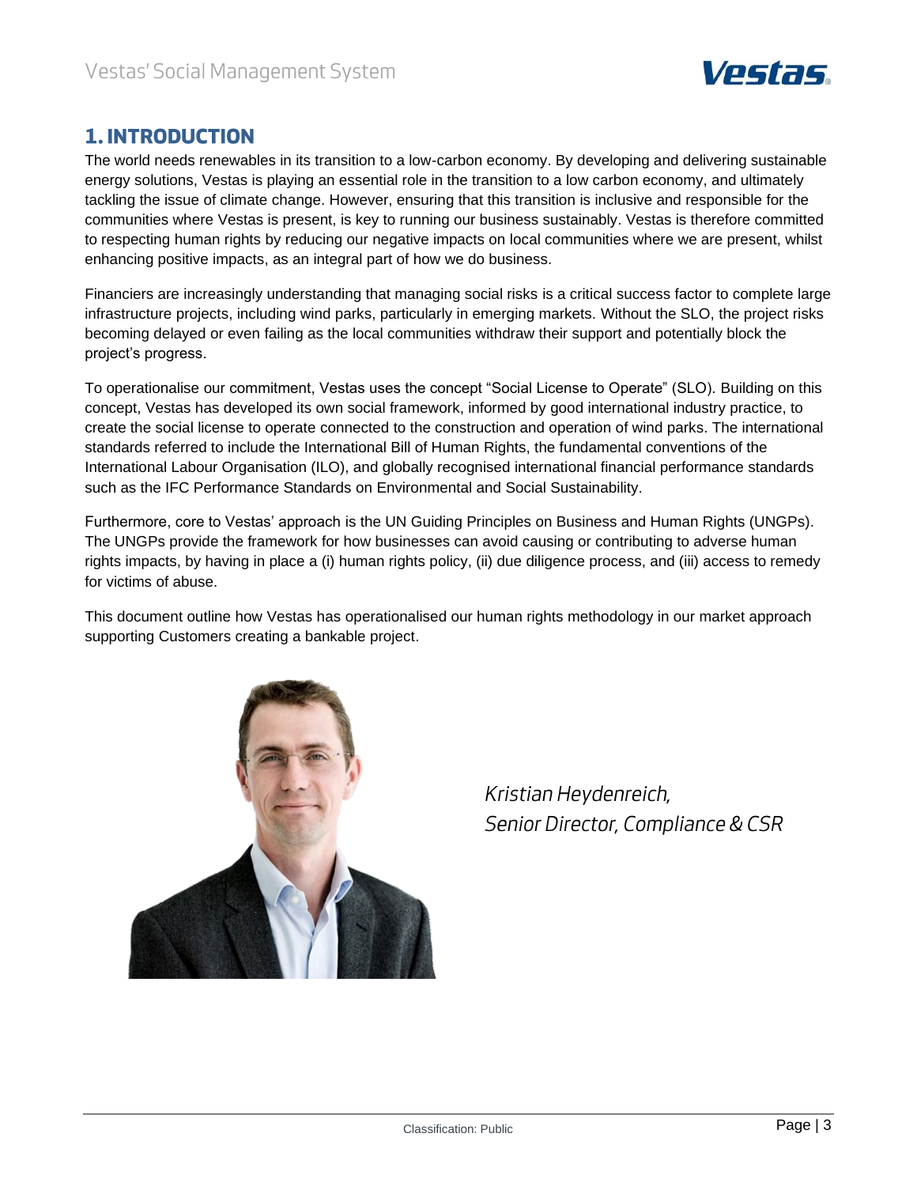# 1. INTRODUCTION

The world needs renewables in its transition to a low-carbon economy. By developing and delivering sustainable energy solutions, Vestas is playing an essential role in the transition to a low carbon economy, and ultimately tackling the issue of climate change. However, ensuring that this transition is inclusive and responsible for the communities where Vestas is present, is key to running our business sustainably. Vestas is therefore committed to respecting human rights by reducing our negative impacts on local communities where we are present, whilst enhancing positive impacts, as an integral part of how we do business.

Financiers are increasingly understanding that managing social risks is a critical success factor to complete large infrastructure projects, including wind parks, particularly in emerging markets. Without the SLO, the project risks becoming delayed or even failing as the local communities withdraw their support and potentially block the project's progress.

To operationalise our commitment, Vestas uses the concept "Social License to Operate" (SLO). Building on this concept, Vestas has developed its own social framework, informed by good international industry practice, to create the social license to operate connected to the construction and operation of wind parks. The international standards referred to include the International Bill of Human Rights, the fundamental conventions of the International Labour Organisation (ILO), and globally recognised international financial performance standards such as the IFC Performance Standards on Environmental and Social Sustainability.

Furthermore, core to Vestas' approach is the UN Guiding Principles on Business and Human Rights (UNGPs). The UNGPs provide the framework for how businesses can avoid causing or contributing to adverse human rights impacts, by having in place a (i) human rights policy, (ii) due diligence process, and (iii) access to remedy for victims of abuse.

This document outline how Vestas has operationalised our human rights methodology in our market approach supporting Customers creating a bankable project.

*Kristian Heydenreich,*
*Senior Director, Compliance & CSR*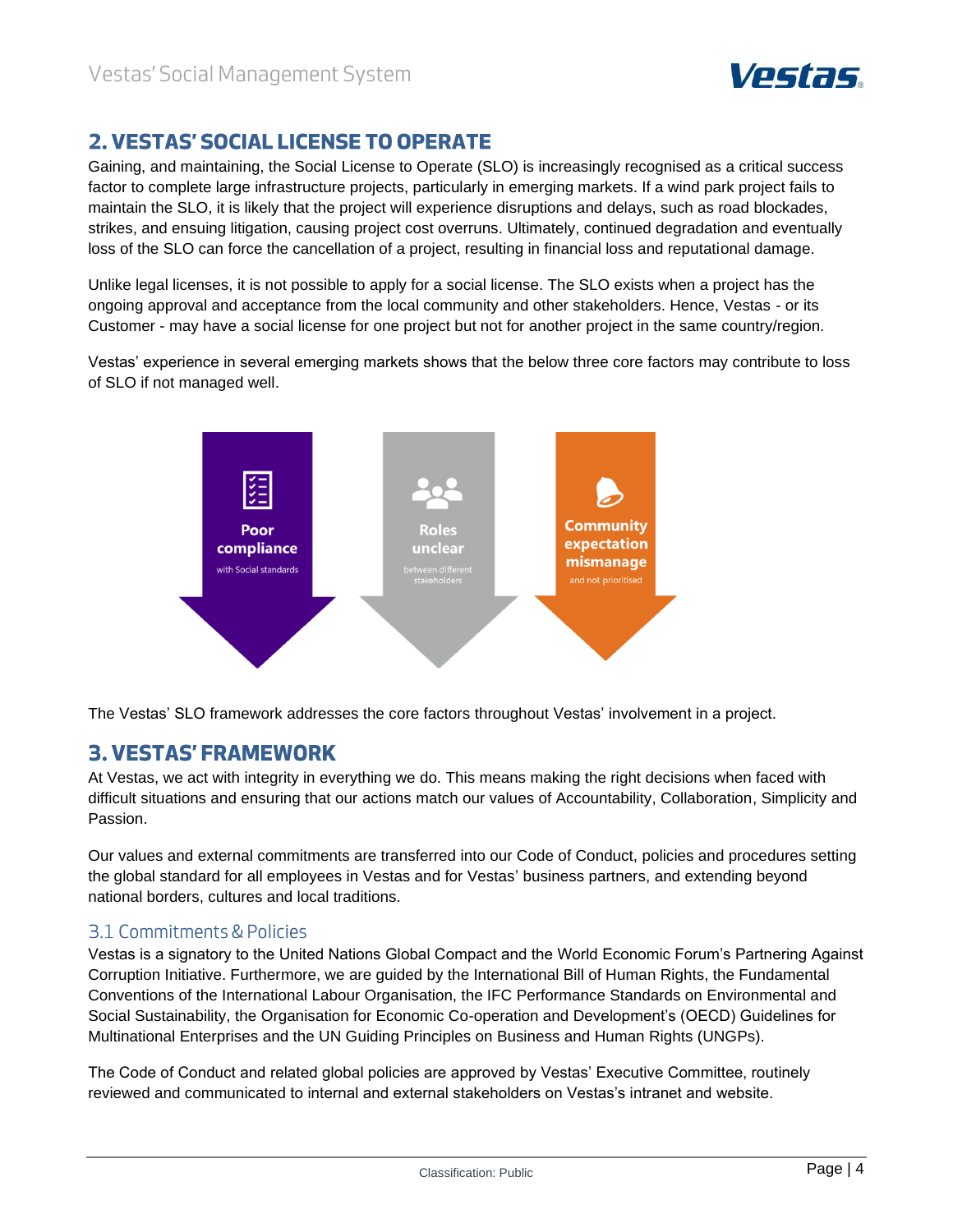## 2. VESTAS' SOCIAL LICENSE TO OPERATE

Gaining, and maintaining, the Social License to Operate (SLO) is increasingly recognised as a critical success factor to complete large infrastructure projects, particularly in emerging markets. If a wind park project fails to maintain the SLO, it is likely that the project will experience disruptions and delays, such as road blockades, strikes, and ensuing litigation, causing project cost overruns. Ultimately, continued degradation and eventually loss of the SLO can force the cancellation of a project, resulting in financial loss and reputational damage.

Unlike legal licenses, it is not possible to apply for a social license. The SLO exists when a project has the ongoing approval and acceptance from the local community and other stakeholders. Hence, Vestas - or its Customer - may have a social license for one project but not for another project in the same country/region.

Vestas' experience in several emerging markets shows that the below three core factors may contribute to loss of SLO if not managed well.

**Poor compliance**
with Social standards

**Roles unclear**
between different stakeholders

**Community expectation mismanage**
and not prioritised

The Vestas' SLO framework addresses the core factors throughout Vestas' involvement in a project.

## 3. VESTAS' FRAMEWORK

At Vestas, we act with integrity in everything we do. This means making the right decisions when faced with difficult situations and ensuring that our actions match our values of Accountability, Collaboration, Simplicity and Passion.

Our values and external commitments are transferred into our Code of Conduct, policies and procedures setting the global standard for all employees in Vestas and for Vestas' business partners, and extending beyond national borders, cultures and local traditions.

### 3.1 Commitments & Policies

Vestas is a signatory to the United Nations Global Compact and the World Economic Forum's Partnering Against Corruption Initiative. Furthermore, we are guided by the International Bill of Human Rights, the Fundamental Conventions of the International Labour Organisation, the IFC Performance Standards on Environmental and Social Sustainability, the Organisation for Economic Co-operation and Development's (OECD) Guidelines for Multinational Enterprises and the UN Guiding Principles on Business and Human Rights (UNGPs).

The Code of Conduct and related global policies are approved by Vestas' Executive Committee, routinely reviewed and communicated to internal and external stakeholders on Vestas's intranet and website.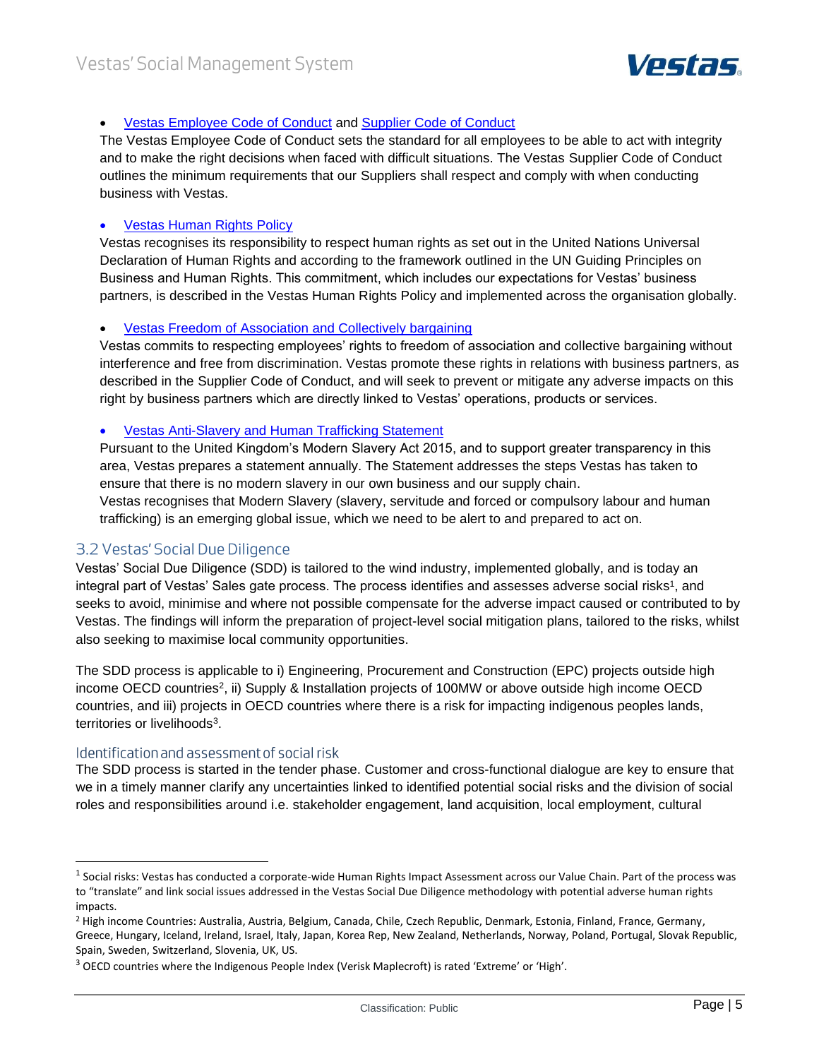- Vestas Employee Code of Conduct and Supplier Code of Conduct

The Vestas Employee Code of Conduct sets the standard for all employees to be able to act with integrity and to make the right decisions when faced with difficult situations. The Vestas Supplier Code of Conduct outlines the minimum requirements that our Suppliers shall respect and comply with when conducting business with Vestas.

- Vestas Human Rights Policy

Vestas recognises its responsibility to respect human rights as set out in the United Nations Universal Declaration of Human Rights and according to the framework outlined in the UN Guiding Principles on Business and Human Rights. This commitment, which includes our expectations for Vestas' business partners, is described in the Vestas Human Rights Policy and implemented across the organisation globally.

- Vestas Freedom of Association and Collectively bargaining

Vestas commits to respecting employees' rights to freedom of association and collective bargaining without interference and free from discrimination. Vestas promote these rights in relations with business partners, as described in the Supplier Code of Conduct, and will seek to prevent or mitigate any adverse impacts on this right by business partners which are directly linked to Vestas' operations, products or services.

- Vestas Anti-Slavery and Human Trafficking Statement

Pursuant to the United Kingdom's Modern Slavery Act 2015, and to support greater transparency in this area, Vestas prepares a statement annually. The Statement addresses the steps Vestas has taken to ensure that there is no modern slavery in our own business and our supply chain.
Vestas recognises that Modern Slavery (slavery, servitude and forced or compulsory labour and human trafficking) is an emerging global issue, which we need to be alert to and prepared to act on.

## 3.2 Vestas' Social Due Diligence

Vestas' Social Due Diligence (SDD) is tailored to the wind industry, implemented globally, and is today an integral part of Vestas' Sales gate process. The process identifies and assesses adverse social risks[1], and seeks to avoid, minimise and where not possible compensate for the adverse impact caused or contributed to by Vestas. The findings will inform the preparation of project-level social mitigation plans, tailored to the risks, whilst also seeking to maximise local community opportunities.

The SDD process is applicable to i) Engineering, Procurement and Construction (EPC) projects outside high income OECD countries[2], ii) Supply & Installation projects of 100MW or above outside high income OECD countries, and iii) projects in OECD countries where there is a risk for impacting indigenous peoples lands, territories or livelihoods[3].

### Identification and assessment of social risk

The SDD process is started in the tender phase. Customer and cross-functional dialogue are key to ensure that we in a timely manner clarify any uncertainties linked to identified potential social risks and the division of social roles and responsibilities around i.e. stakeholder engagement, land acquisition, local employment, cultural

---

[1] Social risks: Vestas has conducted a corporate-wide Human Rights Impact Assessment across our Value Chain. Part of the process was to "translate" and link social issues addressed in the Vestas Social Due Diligence methodology with potential adverse human rights impacts.

[2] High income Countries: Australia, Austria, Belgium, Canada, Chile, Czech Republic, Denmark, Estonia, Finland, France, Germany, Greece, Hungary, Iceland, Ireland, Israel, Italy, Japan, Korea Rep, New Zealand, Netherlands, Norway, Poland, Portugal, Slovak Republic, Spain, Sweden, Switzerland, Slovenia, UK, US.

[3] OECD countries where the Indigenous People Index (Verisk Maplecroft) is rated 'Extreme' or 'High'.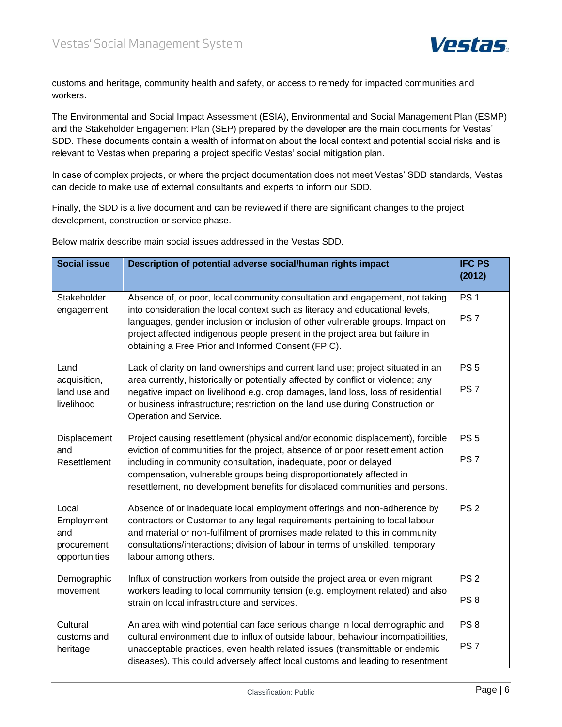customs and heritage, community health and safety, or access to remedy for impacted communities and workers.

The Environmental and Social Impact Assessment (ESIA), Environmental and Social Management Plan (ESMP) and the Stakeholder Engagement Plan (SEP) prepared by the developer are the main documents for Vestas' SDD. These documents contain a wealth of information about the local context and potential social risks and is relevant to Vestas when preparing a project specific Vestas' social mitigation plan.

In case of complex projects, or where the project documentation does not meet Vestas' SDD standards, Vestas can decide to make use of external consultants and experts to inform our SDD.

Finally, the SDD is a live document and can be reviewed if there are significant changes to the project development, construction or service phase.

Below matrix describe main social issues addressed in the Vestas SDD.

| Social issue | Description of potential adverse social/human rights impact | IFC PS (2012) |
|---|---|---|
| Stakeholder engagement | Absence of, or poor, local community consultation and engagement, not taking into consideration the local context such as literacy and educational levels, languages, gender inclusion or inclusion of other vulnerable groups. Impact on project affected indigenous people present in the project area but failure in obtaining a Free Prior and Informed Consent (FPIC). | PS 1<br>PS 7 |
| Land acquisition, land use and livelihood | Lack of clarity on land ownerships and current land use; project situated in an area currently, historically or potentially affected by conflict or violence; any negative impact on livelihood e.g. crop damages, land loss, loss of residential or business infrastructure; restriction on the land use during Construction or Operation and Service. | PS 5<br>PS 7 |
| Displacement and Resettlement | Project causing resettlement (physical and/or economic displacement), forcible eviction of communities for the project, absence of or poor resettlement action including in community consultation, inadequate, poor or delayed compensation, vulnerable groups being disproportionately affected in resettlement, no development benefits for displaced communities and persons. | PS 5<br>PS 7 |
| Local Employment and procurement opportunities | Absence of or inadequate local employment offerings and non-adherence by contractors or Customer to any legal requirements pertaining to local labour and material or non-fulfilment of promises made related to this in community consultations/interactions; division of labour in terms of unskilled, temporary labour among others. | PS 2 |
| Demographic movement | Influx of construction workers from outside the project area or even migrant workers leading to local community tension (e.g. employment related) and also strain on local infrastructure and services. | PS 2<br>PS 8 |
| Cultural customs and heritage | An area with wind potential can face serious change in local demographic and cultural environment due to influx of outside labour, behaviour incompatibilities, unacceptable practices, even health related issues (transmittable or endemic diseases). This could adversely affect local customs and leading to resentment | PS 8<br>PS 7 |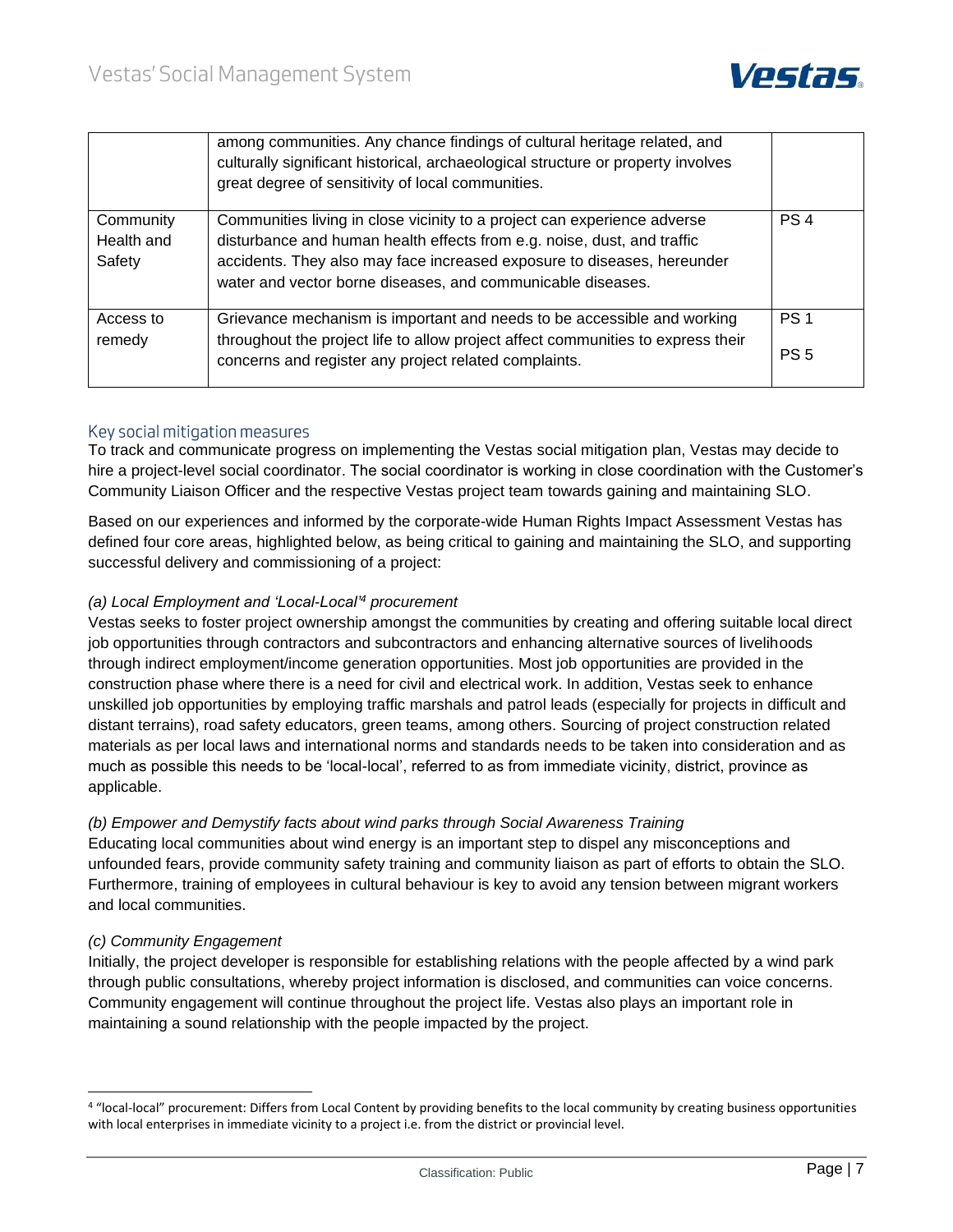| | | |
|---|---|---|
| | among communities. Any chance findings of cultural heritage related, and culturally significant historical, archaeological structure or property involves great degree of sensitivity of local communities. | |
| Community Health and Safety | Communities living in close vicinity to a project can experience adverse disturbance and human health effects from e.g. noise, dust, and traffic accidents. They also may face increased exposure to diseases, hereunder water and vector borne diseases, and communicable diseases. | PS 4 |
| Access to remedy | Grievance mechanism is important and needs to be accessible and working throughout the project life to allow project affect communities to express their concerns and register any project related complaints. | PS 1<br>PS 5 |

## Key social mitigation measures

To track and communicate progress on implementing the Vestas social mitigation plan, Vestas may decide to hire a project-level social coordinator. The social coordinator is working in close coordination with the Customer's Community Liaison Officer and the respective Vestas project team towards gaining and maintaining SLO.

Based on our experiences and informed by the corporate-wide Human Rights Impact Assessment Vestas has defined four core areas, highlighted below, as being critical to gaining and maintaining the SLO, and supporting successful delivery and commissioning of a project:

*(a) Local Employment and 'Local-Local'[4] procurement*

Vestas seeks to foster project ownership amongst the communities by creating and offering suitable local direct job opportunities through contractors and subcontractors and enhancing alternative sources of livelihoods through indirect employment/income generation opportunities. Most job opportunities are provided in the construction phase where there is a need for civil and electrical work. In addition, Vestas seek to enhance unskilled job opportunities by employing traffic marshals and patrol leads (especially for projects in difficult and distant terrains), road safety educators, green teams, among others. Sourcing of project construction related materials as per local laws and international norms and standards needs to be taken into consideration and as much as possible this needs to be 'local-local', referred to as from immediate vicinity, district, province as applicable.

*(b) Empower and Demystify facts about wind parks through Social Awareness Training*

Educating local communities about wind energy is an important step to dispel any misconceptions and unfounded fears, provide community safety training and community liaison as part of efforts to obtain the SLO. Furthermore, training of employees in cultural behaviour is key to avoid any tension between migrant workers and local communities.

*(c) Community Engagement*

Initially, the project developer is responsible for establishing relations with the people affected by a wind park through public consultations, whereby project information is disclosed, and communities can voice concerns. Community engagement will continue throughout the project life. Vestas also plays an important role in maintaining a sound relationship with the people impacted by the project.

---

[4] "local-local" procurement: Differs from Local Content by providing benefits to the local community by creating business opportunities with local enterprises in immediate vicinity to a project i.e. from the district or provincial level.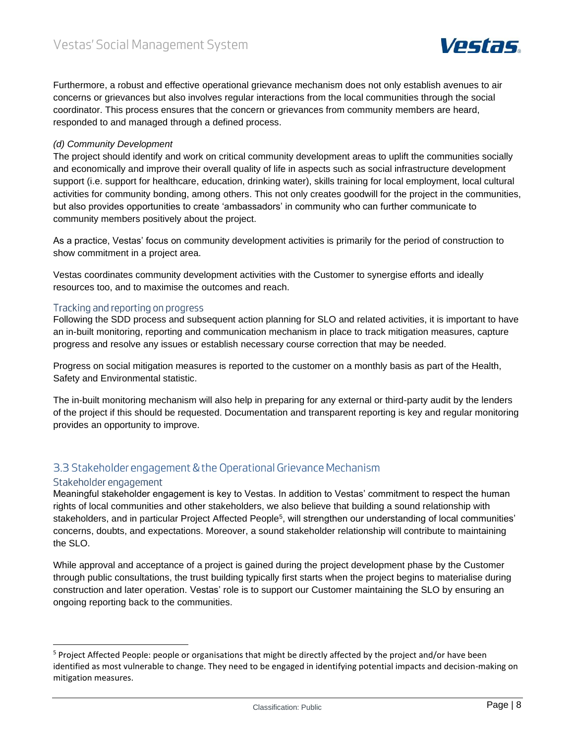Furthermore, a robust and effective operational grievance mechanism does not only establish avenues to air concerns or grievances but also involves regular interactions from the local communities through the social coordinator. This process ensures that the concern or grievances from community members are heard, responded to and managed through a defined process.

*(d) Community Development*

The project should identify and work on critical community development areas to uplift the communities socially and economically and improve their overall quality of life in aspects such as social infrastructure development support (i.e. support for healthcare, education, drinking water), skills training for local employment, local cultural activities for community bonding, among others. This not only creates goodwill for the project in the communities, but also provides opportunities to create 'ambassadors' in community who can further communicate to community members positively about the project.

As a practice, Vestas' focus on community development activities is primarily for the period of construction to show commitment in a project area.

Vestas coordinates community development activities with the Customer to synergise efforts and ideally resources too, and to maximise the outcomes and reach.

### Tracking and reporting on progress

Following the SDD process and subsequent action planning for SLO and related activities, it is important to have an in-built monitoring, reporting and communication mechanism in place to track mitigation measures, capture progress and resolve any issues or establish necessary course correction that may be needed.

Progress on social mitigation measures is reported to the customer on a monthly basis as part of the Health, Safety and Environmental statistic.

The in-built monitoring mechanism will also help in preparing for any external or third-party audit by the lenders of the project if this should be requested. Documentation and transparent reporting is key and regular monitoring provides an opportunity to improve.

## 3.3 Stakeholder engagement & the Operational Grievance Mechanism

### Stakeholder engagement

Meaningful stakeholder engagement is key to Vestas. In addition to Vestas' commitment to respect the human rights of local communities and other stakeholders, we also believe that building a sound relationship with stakeholders, and in particular Project Affected People[5], will strengthen our understanding of local communities' concerns, doubts, and expectations. Moreover, a sound stakeholder relationship will contribute to maintaining the SLO.

While approval and acceptance of a project is gained during the project development phase by the Customer through public consultations, the trust building typically first starts when the project begins to materialise during construction and later operation. Vestas' role is to support our Customer maintaining the SLO by ensuring an ongoing reporting back to the communities.

[5] Project Affected People: people or organisations that might be directly affected by the project and/or have been identified as most vulnerable to change. They need to be engaged in identifying potential impacts and decision-making on mitigation measures.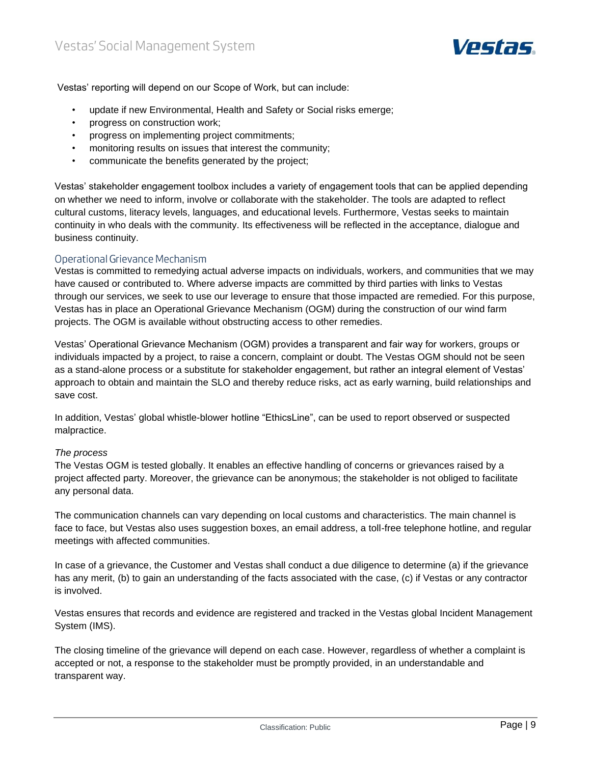Vestas' reporting will depend on our Scope of Work, but can include:

- update if new Environmental, Health and Safety or Social risks emerge;
- progress on construction work;
- progress on implementing project commitments;
- monitoring results on issues that interest the community;
- communicate the benefits generated by the project;

Vestas' stakeholder engagement toolbox includes a variety of engagement tools that can be applied depending on whether we need to inform, involve or collaborate with the stakeholder. The tools are adapted to reflect cultural customs, literacy levels, languages, and educational levels. Furthermore, Vestas seeks to maintain continuity in who deals with the community. Its effectiveness will be reflected in the acceptance, dialogue and business continuity.

## Operational Grievance Mechanism

Vestas is committed to remedying actual adverse impacts on individuals, workers, and communities that we may have caused or contributed to. Where adverse impacts are committed by third parties with links to Vestas through our services, we seek to use our leverage to ensure that those impacted are remedied. For this purpose, Vestas has in place an Operational Grievance Mechanism (OGM) during the construction of our wind farm projects. The OGM is available without obstructing access to other remedies.

Vestas' Operational Grievance Mechanism (OGM) provides a transparent and fair way for workers, groups or individuals impacted by a project, to raise a concern, complaint or doubt. The Vestas OGM should not be seen as a stand-alone process or a substitute for stakeholder engagement, but rather an integral element of Vestas' approach to obtain and maintain the SLO and thereby reduce risks, act as early warning, build relationships and save cost.

In addition, Vestas' global whistle-blower hotline "EthicsLine", can be used to report observed or suspected malpractice.

*The process*

The Vestas OGM is tested globally. It enables an effective handling of concerns or grievances raised by a project affected party. Moreover, the grievance can be anonymous; the stakeholder is not obliged to facilitate any personal data.

The communication channels can vary depending on local customs and characteristics. The main channel is face to face, but Vestas also uses suggestion boxes, an email address, a toll-free telephone hotline, and regular meetings with affected communities.

In case of a grievance, the Customer and Vestas shall conduct a due diligence to determine (a) if the grievance has any merit, (b) to gain an understanding of the facts associated with the case, (c) if Vestas or any contractor is involved.

Vestas ensures that records and evidence are registered and tracked in the Vestas global Incident Management System (IMS).

The closing timeline of the grievance will depend on each case. However, regardless of whether a complaint is accepted or not, a response to the stakeholder must be promptly provided, in an understandable and transparent way.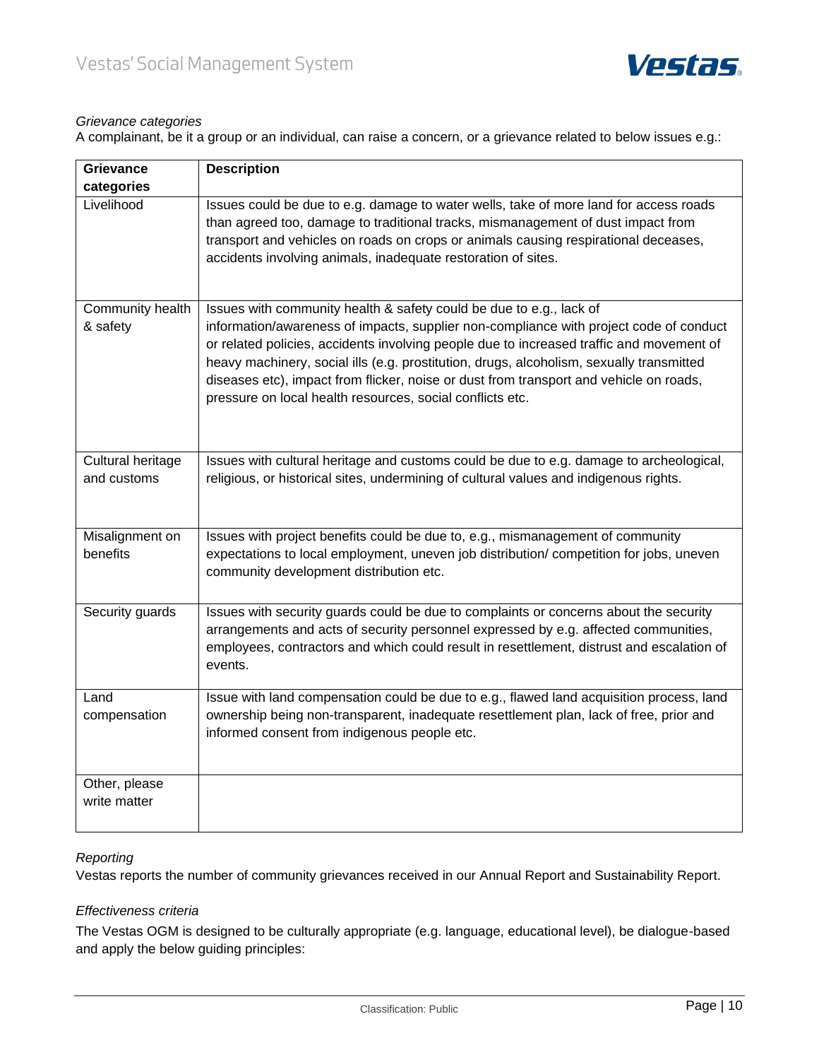*Grievance categories*

A complainant, be it a group or an individual, can raise a concern, or a grievance related to below issues e.g.:

| **Grievance categories** | **Description** |
|---|---|
| Livelihood | Issues could be due to e.g. damage to water wells, take of more land for access roads than agreed too, damage to traditional tracks, mismanagement of dust impact from transport and vehicles on roads on crops or animals causing respirational deceases, accidents involving animals, inadequate restoration of sites. |
| Community health & safety | Issues with community health & safety could be due to e.g., lack of information/awareness of impacts, supplier non-compliance with project code of conduct or related policies, accidents involving people due to increased traffic and movement of heavy machinery, social ills (e.g. prostitution, drugs, alcoholism, sexually transmitted diseases etc), impact from flicker, noise or dust from transport and vehicle on roads, pressure on local health resources, social conflicts etc. |
| Cultural heritage and customs | Issues with cultural heritage and customs could be due to e.g. damage to archeological, religious, or historical sites, undermining of cultural values and indigenous rights. |
| Misalignment on benefits | Issues with project benefits could be due to, e.g., mismanagement of community expectations to local employment, uneven job distribution/ competition for jobs, uneven community development distribution etc. |
| Security guards | Issues with security guards could be due to complaints or concerns about the security arrangements and acts of security personnel expressed by e.g. affected communities, employees, contractors and which could result in resettlement, distrust and escalation of events. |
| Land compensation | Issue with land compensation could be due to e.g., flawed land acquisition process, land ownership being non-transparent, inadequate resettlement plan, lack of free, prior and informed consent from indigenous people etc. |
| Other, please write matter | |

*Reporting*

Vestas reports the number of community grievances received in our Annual Report and Sustainability Report.

*Effectiveness criteria*

The Vestas OGM is designed to be culturally appropriate (e.g. language, educational level), be dialogue-based and apply the below guiding principles: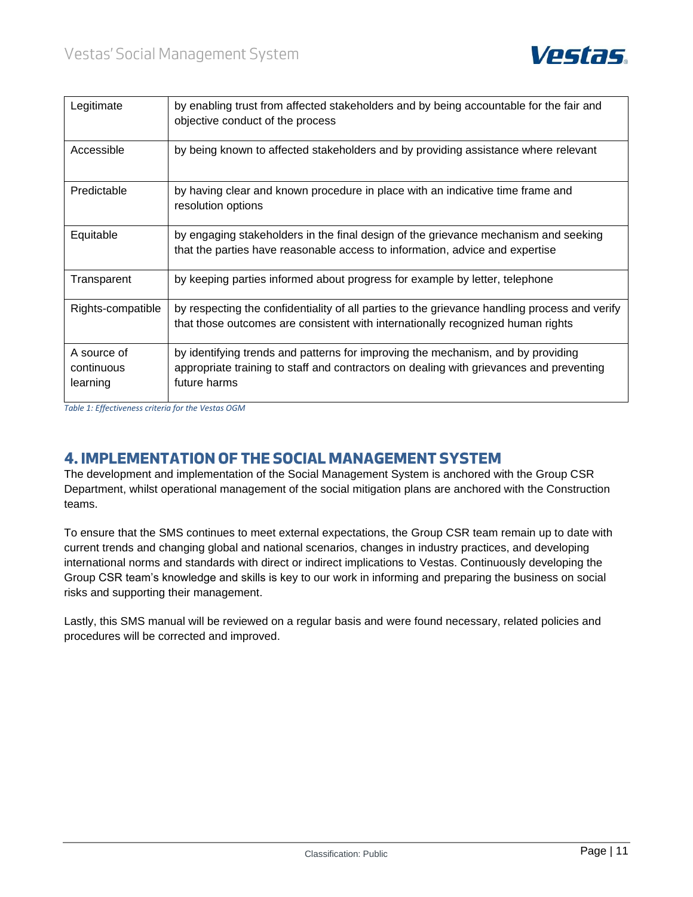| | |
|---|---|
| Legitimate | by enabling trust from affected stakeholders and by being accountable for the fair and objective conduct of the process |
| Accessible | by being known to affected stakeholders and by providing assistance where relevant |
| Predictable | by having clear and known procedure in place with an indicative time frame and resolution options |
| Equitable | by engaging stakeholders in the final design of the grievance mechanism and seeking that the parties have reasonable access to information, advice and expertise |
| Transparent | by keeping parties informed about progress for example by letter, telephone |
| Rights-compatible | by respecting the confidentiality of all parties to the grievance handling process and verify that those outcomes are consistent with internationally recognized human rights |
| A source of continuous learning | by identifying trends and patterns for improving the mechanism, and by providing appropriate training to staff and contractors on dealing with grievances and preventing future harms |

*Table 1: Effectiveness criteria for the Vestas OGM*

## 4. IMPLEMENTATION OF THE SOCIAL MANAGEMENT SYSTEM

The development and implementation of the Social Management System is anchored with the Group CSR Department, whilst operational management of the social mitigation plans are anchored with the Construction teams.

To ensure that the SMS continues to meet external expectations, the Group CSR team remain up to date with current trends and changing global and national scenarios, changes in industry practices, and developing international norms and standards with direct or indirect implications to Vestas. Continuously developing the Group CSR team's knowledge and skills is key to our work in informing and preparing the business on social risks and supporting their management.

Lastly, this SMS manual will be reviewed on a regular basis and were found necessary, related policies and procedures will be corrected and improved.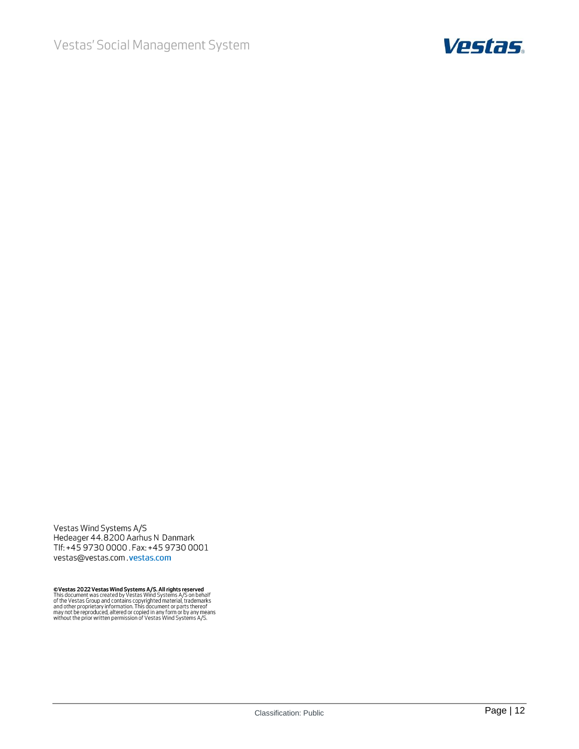Vestas Wind Systems A/S
Hedeager 44.8200 Aarhus N Danmark
Tlf: +45 9730 0000 . Fax: +45 9730 0001
vestas@vestas.com . vestas.com

**© Vestas 2022 Vestas Wind Systems A/S. All rights reserved**
This document was created by Vestas Wind Systems A/S on behalf of the Vestas Group and contains copyrighted material, trademarks and other proprietary information. This document or parts thereof may not be reproduced, altered or copied in any form or by any means without the prior written permission of Vestas Wind Systems A/S.